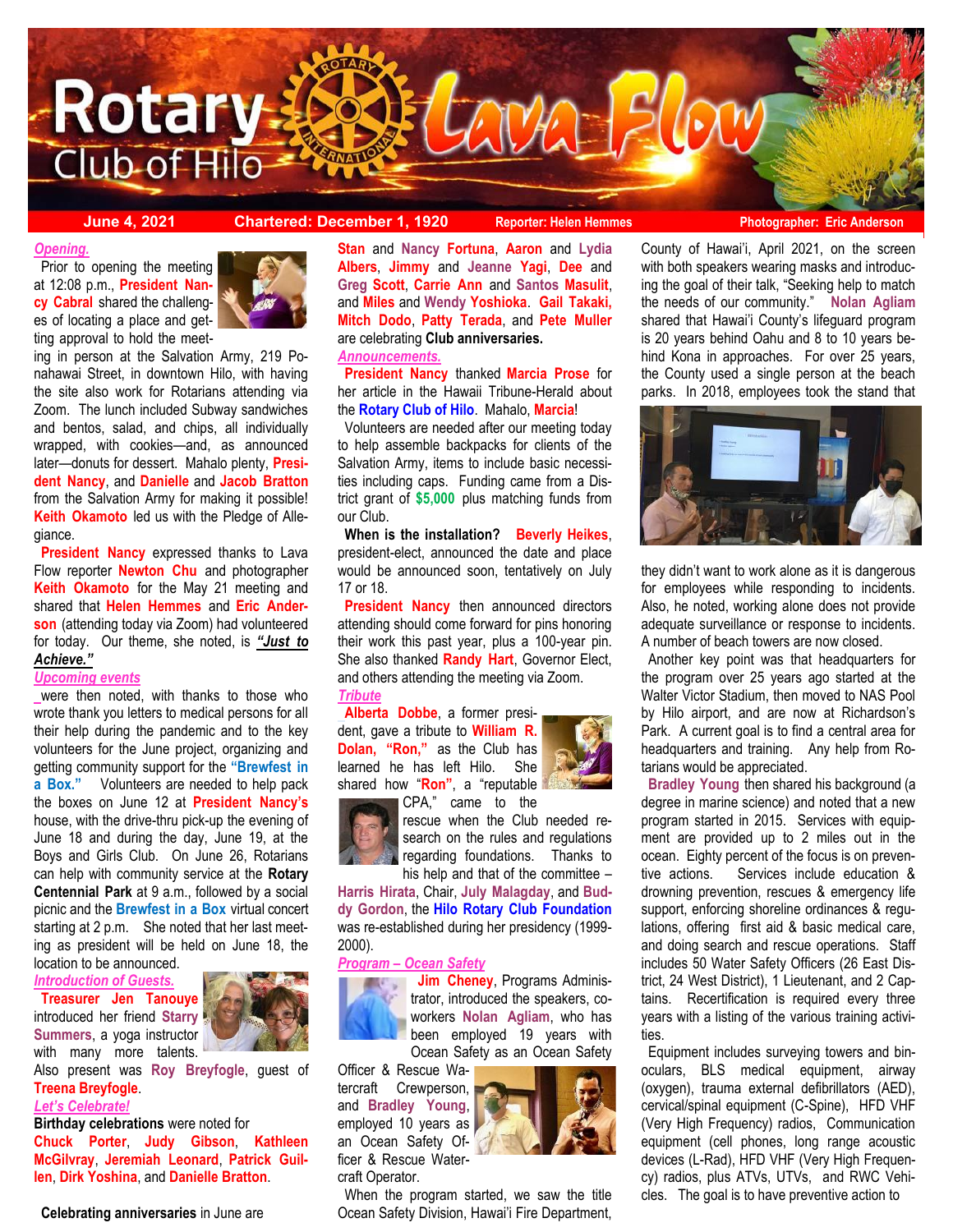# Rotary Club of Hilo Lava Flow

**June 4, 2021** | **Chartered: December 1, 1920** | **Reporter: Helen Hemmes** | **Photographer: Eric Anderson**

***Opening.***

Prior to opening the meeting at 12:08 p.m., **President Nancy Cabral** shared the challenges of locating a place and getting approval to hold the meeting in person at the Salvation Army, 219 Ponahawai Street, in downtown Hilo, with having the site also work for Rotarians attending via Zoom. The lunch included Subway sandwiches and bentos, salad, and chips, all individually wrapped, with cookies—and, as announced later—donuts for dessert. Mahalo plenty, **President Nancy**, and **Danielle** and **Jacob Bratton** from the Salvation Army for making it possible! **Keith Okamoto** led us with the Pledge of Allegiance.

**President Nancy** expressed thanks to Lava Flow reporter **Newton Chu** and photographer **Keith Okamoto** for the May 21 meeting and shared that **Helen Hemmes** and **Eric Anderson** (attending today via Zoom) had volunteered for today. Our theme, she noted, is ***"Just to Achieve."***

***Upcoming events***

She then noted, with thanks to those who wrote thank you letters to medical persons for all their help during the pandemic and to the key volunteers for the June project, organizing and getting community support for the **"Brewfest in a Box."** Volunteers are needed to help pack the boxes on June 12 at **President Nancy's** house, with the drive-thru pick-up the evening of June 18 and during the day, June 19, at the Boys and Girls Club. On June 26, Rotarians can help with community service at the **Rotary Centennial Park** at 9 a.m., followed by a social picnic and the **Brewfest in a Box** virtual concert starting at 2 p.m. She noted that her last meeting as president will be held on June 18, the location to be announced.

***Introduction of Guests.***

**Treasurer Jen Tanouye** introduced her friend **Starry Summers**, a yoga instructor with many more talents. Also present was **Roy Breyfogle**, guest of **Treena Breyfogle**.

***Let's Celebrate!***

**Birthday celebrations** were noted for **Chuck Porter**, **Judy Gibson**, **Kathleen McGilvray**, **Jeremiah Leonard**, **Patrick Guillen**, **Dirk Yoshina**, and **Danielle Bratton**.

**Celebrating anniversaries** in June are **Stan** and **Nancy Fortuna**, **Aaron** and **Lydia Albers**, **Jimmy** and **Jeanne Yagi**, **Dee** and **Greg Scott**, **Carrie Ann** and **Santos Masulit**, and **Miles** and **Wendy Yoshioka**. **Gail Takaki**, **Mitch Dodo**, **Patty Terada**, and **Pete Muller** are celebrating **Club anniversaries.**

***Announcements.***

**President Nancy** thanked **Marcia Prose** for her article in the Hawaii Tribune-Herald about the **Rotary Club of Hilo**. Mahalo, **Marcia**!

Volunteers are needed after our meeting today to help assemble backpacks for clients of the Salvation Army, items to include basic necessities including caps. Funding came from a District grant of **$5,000** plus matching funds from our Club.

**When is the installation?** **Beverly Heikes**, president-elect, announced the date and place would be announced soon, tentatively on July 17 or 18.

**President Nancy** then announced directors attending should come forward for pins honoring their work this past year, plus a 100-year pin. She also thanked **Randy Hart**, Governor Elect, and others attending the meeting via Zoom.

***Tribute***

**Alberta Dobbe**, a former president, gave a tribute to **William R. Dolan, "Ron,"** as the Club has learned he has left Hilo. She shared how "**Ron**", a "reputable CPA," came to the rescue when the Club needed research on the rules and regulations regarding foundations. Thanks to his help and that of the committee – **Harris Hirata**, Chair, **July Malagday**, and **Buddy Gordon**, the **Hilo Rotary Club Foundation** was re-established during her presidency (1999-2000).

***Program – Ocean Safety***

**Jim Cheney**, Programs Administrator, introduced the speakers, coworkers **Nolan Agliam**, who has been employed 19 years with Ocean Safety as an Ocean Safety Officer & Rescue Watercraft Crewperson, and **Bradley Young**, employed 10 years as an Ocean Safety Officer & Rescue Watercraft Operator.

When the program started, we saw the title Ocean Safety Division, Hawai'i Fire Department, County of Hawai'i, April 2021, on the screen with both speakers wearing masks and introducing the goal of their talk, "Seeking help to match the needs of our community." **Nolan Agliam** shared that Hawai'i County's lifeguard program is 20 years behind Oahu and 8 to 10 years behind Kona in approaches. For over 25 years, the County used a single person at the beach parks. In 2018, employees took the stand that they didn't want to work alone as it is dangerous for employees while responding to incidents. Also, he noted, working alone does not provide adequate surveillance or response to incidents. A number of beach towers are now closed.

Another key point was that headquarters for the program over 25 years ago started at the Walter Victor Stadium, then moved to NAS Pool by Hilo airport, and are now at Richardson's Park. A current goal is to find a central area for headquarters and training. Any help from Rotarians would be appreciated.

**Bradley Young** then shared his background (a degree in marine science) and noted that a new program started in 2015. Services with equipment are provided up to 2 miles out in the ocean. Eighty percent of the focus is on preventive actions. Services include education & drowning prevention, rescues & emergency life support, enforcing shoreline ordinances & regulations, offering first aid & basic medical care, and doing search and rescue operations. Staff includes 50 Water Safety Officers (26 East District, 24 West District), 1 Lieutenant, and 2 Captains. Recertification is required every three years with a listing of the various training activities.

Equipment includes surveying towers and binoculars, BLS medical equipment, airway (oxygen), trauma external defibrillators (AED), cervical/spinal equipment (C-Spine), HFD VHF (Very High Frequency) radios, Communication equipment (cell phones, long range acoustic devices (L-Rad), HFD VHF (Very High Frequency) radios, plus ATVs, UTVs, and RWC Vehicles. The goal is to have preventive action to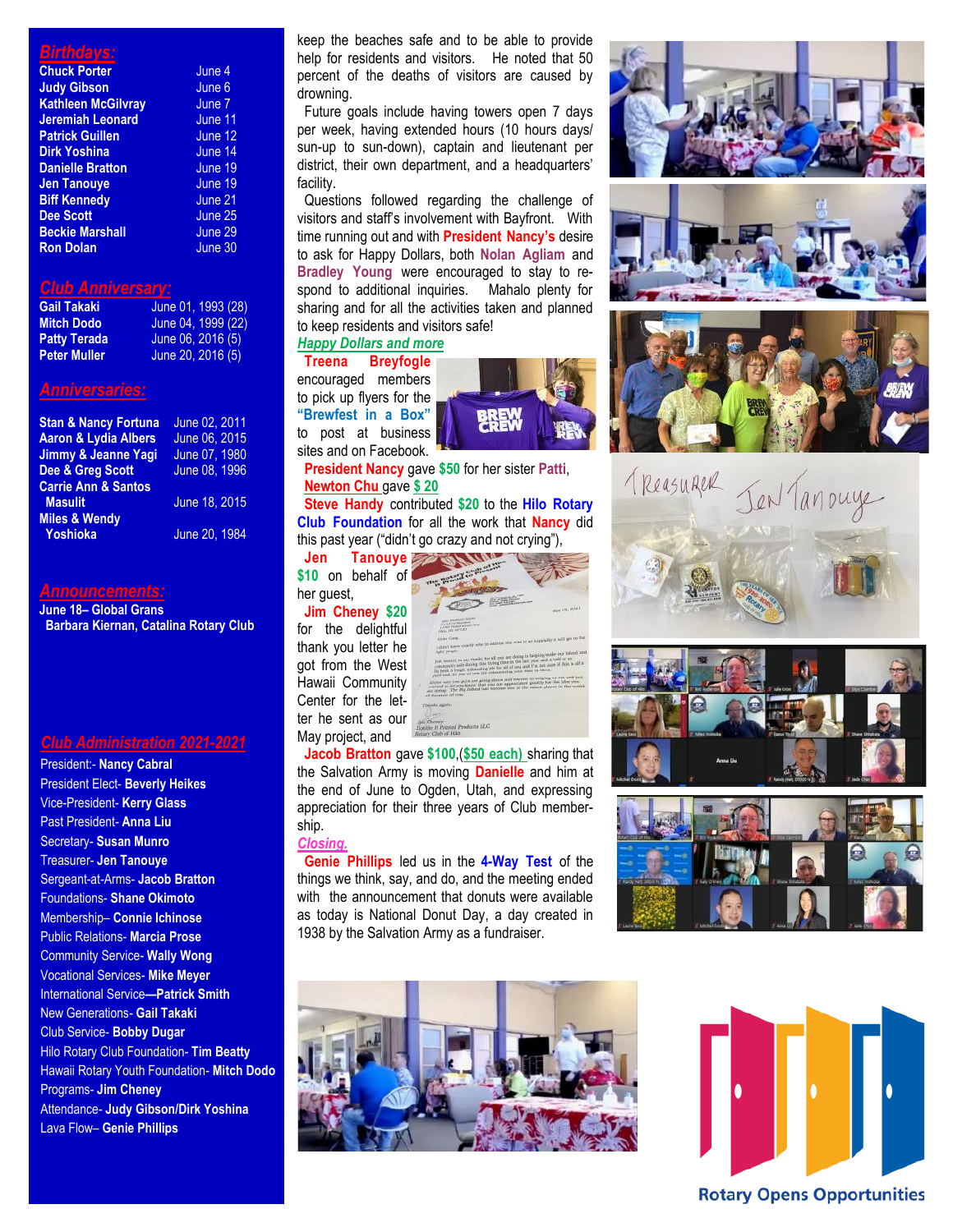## Birthdays:

| | |
|---|---|
| Chuck Porter | June 4 |
| Judy Gibson | June 6 |
| Kathleen McGilvray | June 7 |
| Jeremiah Leonard | June 11 |
| Patrick Guillen | June 12 |
| Dirk Yoshina | June 14 |
| Danielle Bratton | June 19 |
| Jen Tanouye | June 19 |
| Biff Kennedy | June 21 |
| Dee Scott | June 25 |
| Beckie Marshall | June 29 |
| Ron Dolan | June 30 |

## Club Anniversary:

| | |
|---|---|
| Gail Takaki | June 01, 1993 (28) |
| Mitch Dodo | June 04, 1999 (22) |
| Patty Terada | June 06, 2016 (5) |
| Peter Muller | June 20, 2016 (5) |

## Anniversaries:

| | |
|---|---|
| Stan & Nancy Fortuna | June 02, 2011 |
| Aaron & Lydia Albers | June 06, 2015 |
| Jimmy & Jeanne Yagi | June 07, 1980 |
| Dee & Greg Scott | June 08, 1996 |
| Carrie Ann & Santos Masulit | June 18, 2015 |
| Miles & Wendy Yoshioka | June 20, 1984 |

## Announcements:

**June 18– Global Grans**
**Barbara Kiernan, Catalina Rotary Club**

## Club Administration 2021-2021

President:- **Nancy Cabral**
President Elect- **Beverly Heikes**
Vice-President- **Kerry Glass**
Past President- **Anna Liu**
Secretary- **Susan Munro**
Treasurer- **Jen Tanouye**
Sergeant-at-Arms- **Jacob Bratton**
Foundations- **Shane Okimoto**
Membership– **Connie Ichinose**
Public Relations- **Marcia Prose**
Community Service- **Wally Wong**
Vocational Services- **Mike Meyer**
International Service—**Patrick Smith**
New Generations- **Gail Takaki**
Club Service- **Bobby Dugar**
Hilo Rotary Club Foundation- **Tim Beatty**
Hawaii Rotary Youth Foundation- **Mitch Dodo**
Programs- **Jim Cheney**
Attendance- **Judy Gibson/Dirk Yoshina**
Lava Flow– **Genie Phillips**

keep the beaches safe and to be able to provide help for residents and visitors. He noted that 50 percent of the deaths of visitors are caused by drowning.

Future goals include having towers open 7 days per week, having extended hours (10 hours days/ sun-up to sun-down), captain and lieutenant per district, their own department, and a headquarters' facility.

Questions followed regarding the challenge of visitors and staff's involvement with Bayfront. With time running out and with **President Nancy's** desire to ask for Happy Dollars, both **Nolan Agliam** and **Bradley Young** were encouraged to stay to respond to additional inquiries. Mahalo plenty for sharing and for all the activities taken and planned to keep residents and visitors safe!

### *Happy Dollars and more*

**Treena Breyfogle** encouraged members to pick up flyers for the **"Brewfest in a Box"** to post at business sites and on Facebook.

**President Nancy** gave **$50** for her sister **Patti**,

**Newton Chu** gave **$ 20**

**Steve Handy** contributed **$20** to the **Hilo Rotary Club Foundation** for all the work that **Nancy** did this past year ("didn't go crazy and not crying"),

**Jen Tanouye $10** on behalf of her guest,

**Jim Cheney $20** for the delightful thank you letter he got from the West Hawaii Community Center for the letter he sent as our May project, and

**Jacob Bratton** gave **$100**,(**$50 each)** sharing that the Salvation Army is moving **Danielle** and him at the end of June to Ogden, Utah, and expressing appreciation for their three years of Club membership.

### *Closing.*

**Genie Phillips** led us in the **4-Way Test** of the things we think, say, and do, and the meeting ended with the announcement that donuts were available as today is National Donut Day, a day created in 1938 by the Salvation Army as a fundraiser.

Treasurer Jen Tanouye

Rotary Opens Opportunities